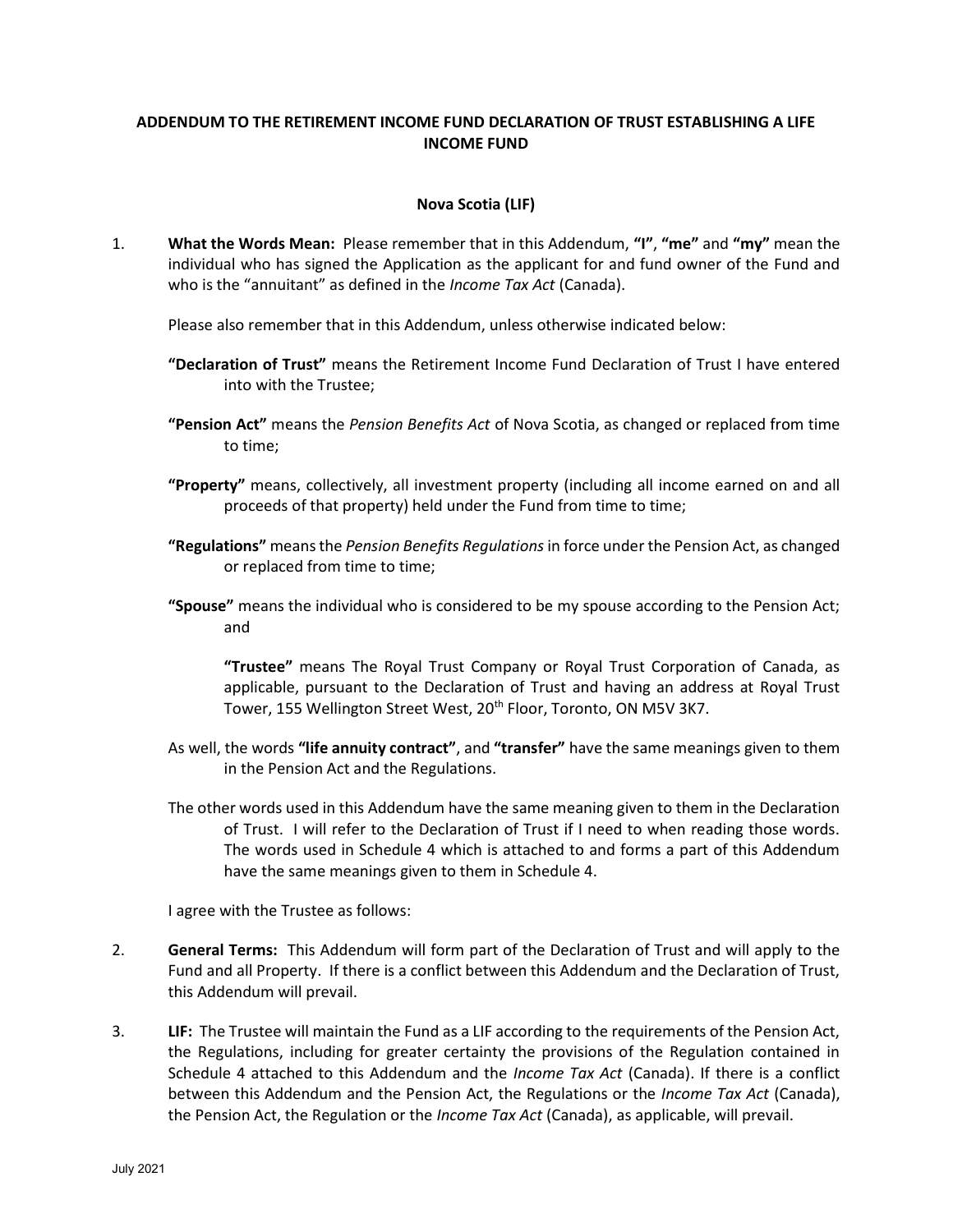# ADDENDUM TO THE RETIREMENT INCOME FUND DECLARATION OF TRUST ESTABLISHING A LIFE INCOME FUND

## Nova Scotia (LIF)

1. **What the Words Mean:** Please remember that in this Addendum, **"I"**, **"me"** and **"my"** mean the individual who has signed the Application as the applicant for and fund owner of the Fund and who is the "annuitant" as defined in the *Income Tax Act* (Canada).

   Please also remember that in this Addendum, unless otherwise indicated below:

   **"Declaration of Trust"** means the Retirement Income Fund Declaration of Trust I have entered into with the Trustee;

   **"Pension Act"** means the *Pension Benefits Act* of Nova Scotia, as changed or replaced from time to time;

   **"Property"** means, collectively, all investment property (including all income earned on and all proceeds of that property) held under the Fund from time to time;

   **"Regulations"** means the *Pension Benefits Regulations* in force under the Pension Act, as changed or replaced from time to time;

   **"Spouse"** means the individual who is considered to be my spouse according to the Pension Act; and

   **"Trustee"** means The Royal Trust Company or Royal Trust Corporation of Canada, as applicable, pursuant to the Declaration of Trust and having an address at Royal Trust Tower, 155 Wellington Street West, 20th Floor, Toronto, ON M5V 3K7.

   As well, the words **"life annuity contract"**, and **"transfer"** have the same meanings given to them in the Pension Act and the Regulations.

   The other words used in this Addendum have the same meaning given to them in the Declaration of Trust. I will refer to the Declaration of Trust if I need to when reading those words. The words used in Schedule 4 which is attached to and forms a part of this Addendum have the same meanings given to them in Schedule 4.

   I agree with the Trustee as follows:

2. **General Terms:** This Addendum will form part of the Declaration of Trust and will apply to the Fund and all Property. If there is a conflict between this Addendum and the Declaration of Trust, this Addendum will prevail.

3. **LIF:** The Trustee will maintain the Fund as a LIF according to the requirements of the Pension Act, the Regulations, including for greater certainty the provisions of the Regulation contained in Schedule 4 attached to this Addendum and the *Income Tax Act* (Canada). If there is a conflict between this Addendum and the Pension Act, the Regulations or the *Income Tax Act* (Canada), the Pension Act, the Regulation or the *Income Tax Act* (Canada), as applicable, will prevail.

July 2021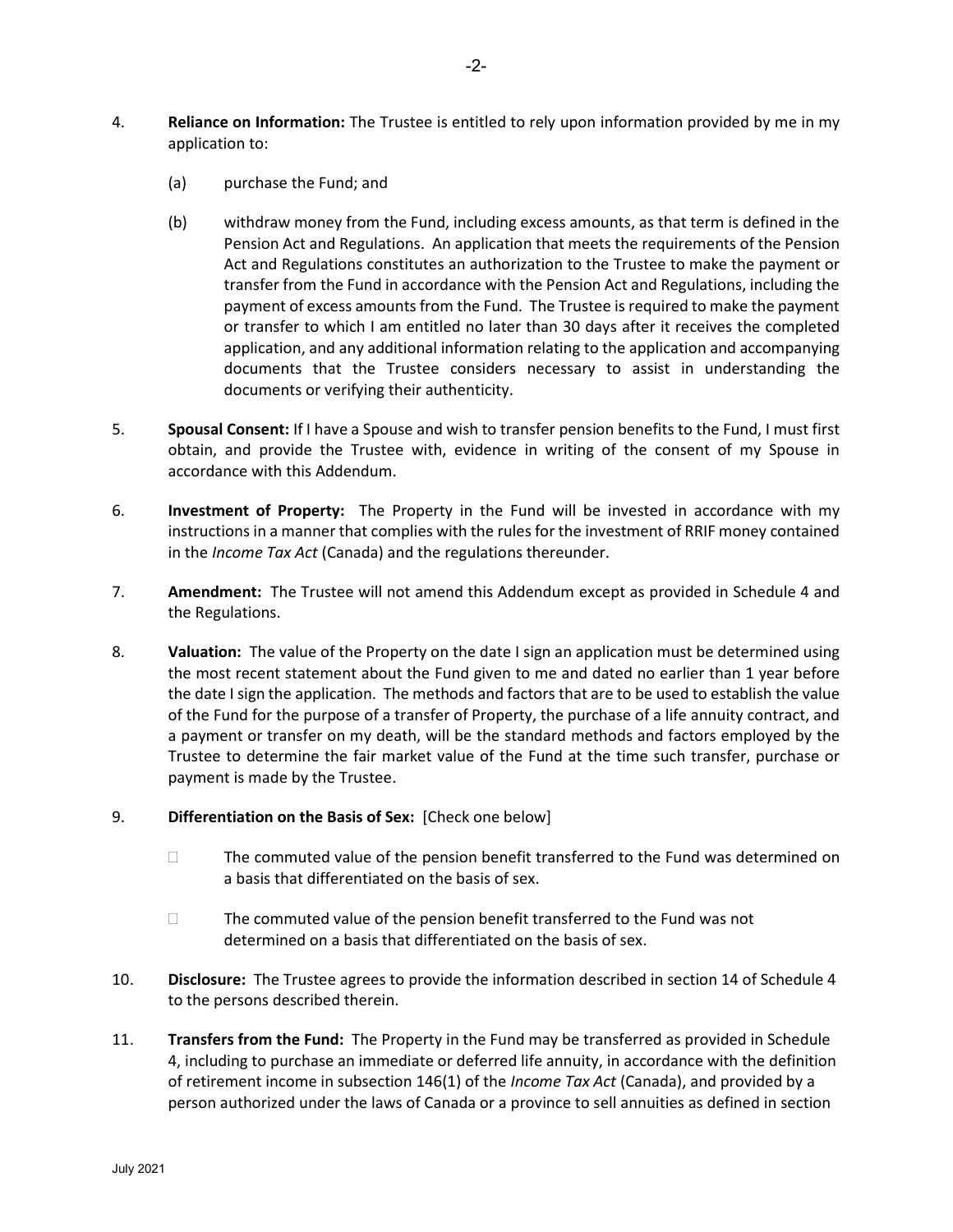4. **Reliance on Information:** The Trustee is entitled to rely upon information provided by me in my application to:

   (a) purchase the Fund; and

   (b) withdraw money from the Fund, including excess amounts, as that term is defined in the Pension Act and Regulations. An application that meets the requirements of the Pension Act and Regulations constitutes an authorization to the Trustee to make the payment or transfer from the Fund in accordance with the Pension Act and Regulations, including the payment of excess amounts from the Fund. The Trustee is required to make the payment or transfer to which I am entitled no later than 30 days after it receives the completed application, and any additional information relating to the application and accompanying documents that the Trustee considers necessary to assist in understanding the documents or verifying their authenticity.

5. **Spousal Consent:** If I have a Spouse and wish to transfer pension benefits to the Fund, I must first obtain, and provide the Trustee with, evidence in writing of the consent of my Spouse in accordance with this Addendum.

6. **Investment of Property:** The Property in the Fund will be invested in accordance with my instructions in a manner that complies with the rules for the investment of RRIF money contained in the *Income Tax Act* (Canada) and the regulations thereunder.

7. **Amendment:** The Trustee will not amend this Addendum except as provided in Schedule 4 and the Regulations.

8. **Valuation:** The value of the Property on the date I sign an application must be determined using the most recent statement about the Fund given to me and dated no earlier than 1 year before the date I sign the application. The methods and factors that are to be used to establish the value of the Fund for the purpose of a transfer of Property, the purchase of a life annuity contract, and a payment or transfer on my death, will be the standard methods and factors employed by the Trustee to determine the fair market value of the Fund at the time such transfer, purchase or payment is made by the Trustee.

9. **Differentiation on the Basis of Sex:** [Check one below]

   ☐ The commuted value of the pension benefit transferred to the Fund was determined on a basis that differentiated on the basis of sex.

   ☐ The commuted value of the pension benefit transferred to the Fund was not determined on a basis that differentiated on the basis of sex.

10. **Disclosure:** The Trustee agrees to provide the information described in section 14 of Schedule 4 to the persons described therein.

11. **Transfers from the Fund:** The Property in the Fund may be transferred as provided in Schedule 4, including to purchase an immediate or deferred life annuity, in accordance with the definition of retirement income in subsection 146(1) of the *Income Tax Act* (Canada), and provided by a person authorized under the laws of Canada or a province to sell annuities as defined in section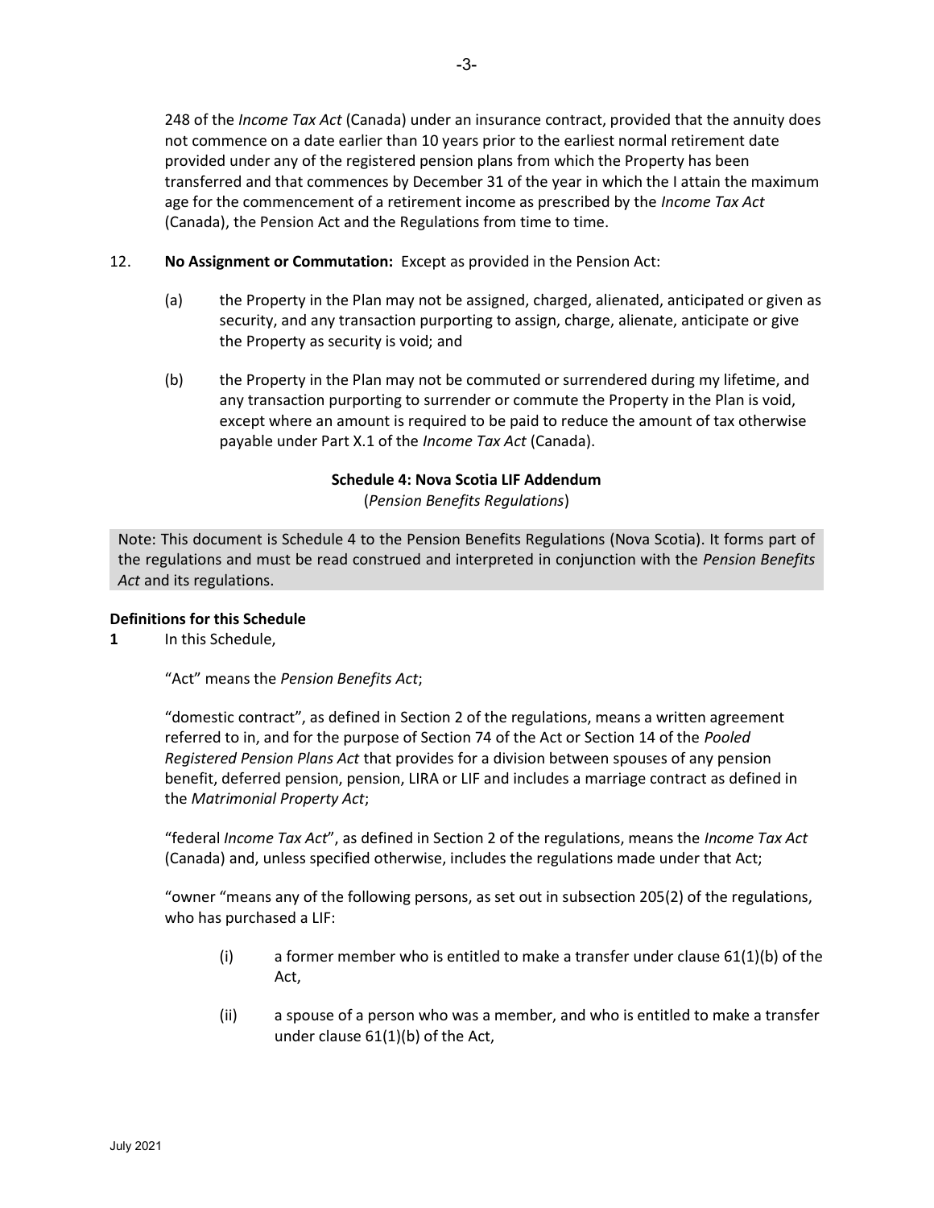248 of the *Income Tax Act* (Canada) under an insurance contract, provided that the annuity does not commence on a date earlier than 10 years prior to the earliest normal retirement date provided under any of the registered pension plans from which the Property has been transferred and that commences by December 31 of the year in which the I attain the maximum age for the commencement of a retirement income as prescribed by the *Income Tax Act* (Canada), the Pension Act and the Regulations from time to time.

12. **No Assignment or Commutation:** Except as provided in the Pension Act:

   (a) the Property in the Plan may not be assigned, charged, alienated, anticipated or given as security, and any transaction purporting to assign, charge, alienate, anticipate or give the Property as security is void; and

   (b) the Property in the Plan may not be commuted or surrendered during my lifetime, and any transaction purporting to surrender or commute the Property in the Plan is void, except where an amount is required to be paid to reduce the amount of tax otherwise payable under Part X.1 of the *Income Tax Act* (Canada).

## Schedule 4: Nova Scotia LIF Addendum

(*Pension Benefits Regulations*)

Note: This document is Schedule 4 to the Pension Benefits Regulations (Nova Scotia). It forms part of the regulations and must be read construed and interpreted in conjunction with the *Pension Benefits Act* and its regulations.

**Definitions for this Schedule**

**1** In this Schedule,

"Act" means the *Pension Benefits Act*;

"domestic contract", as defined in Section 2 of the regulations, means a written agreement referred to in, and for the purpose of Section 74 of the Act or Section 14 of the *Pooled Registered Pension Plans Act* that provides for a division between spouses of any pension benefit, deferred pension, pension, LIRA or LIF and includes a marriage contract as defined in the *Matrimonial Property Act*;

"federal *Income Tax Act*", as defined in Section 2 of the regulations, means the *Income Tax Act* (Canada) and, unless specified otherwise, includes the regulations made under that Act;

"owner "means any of the following persons, as set out in subsection 205(2) of the regulations, who has purchased a LIF:

(i) a former member who is entitled to make a transfer under clause 61(1)(b) of the Act,

(ii) a spouse of a person who was a member, and who is entitled to make a transfer under clause 61(1)(b) of the Act,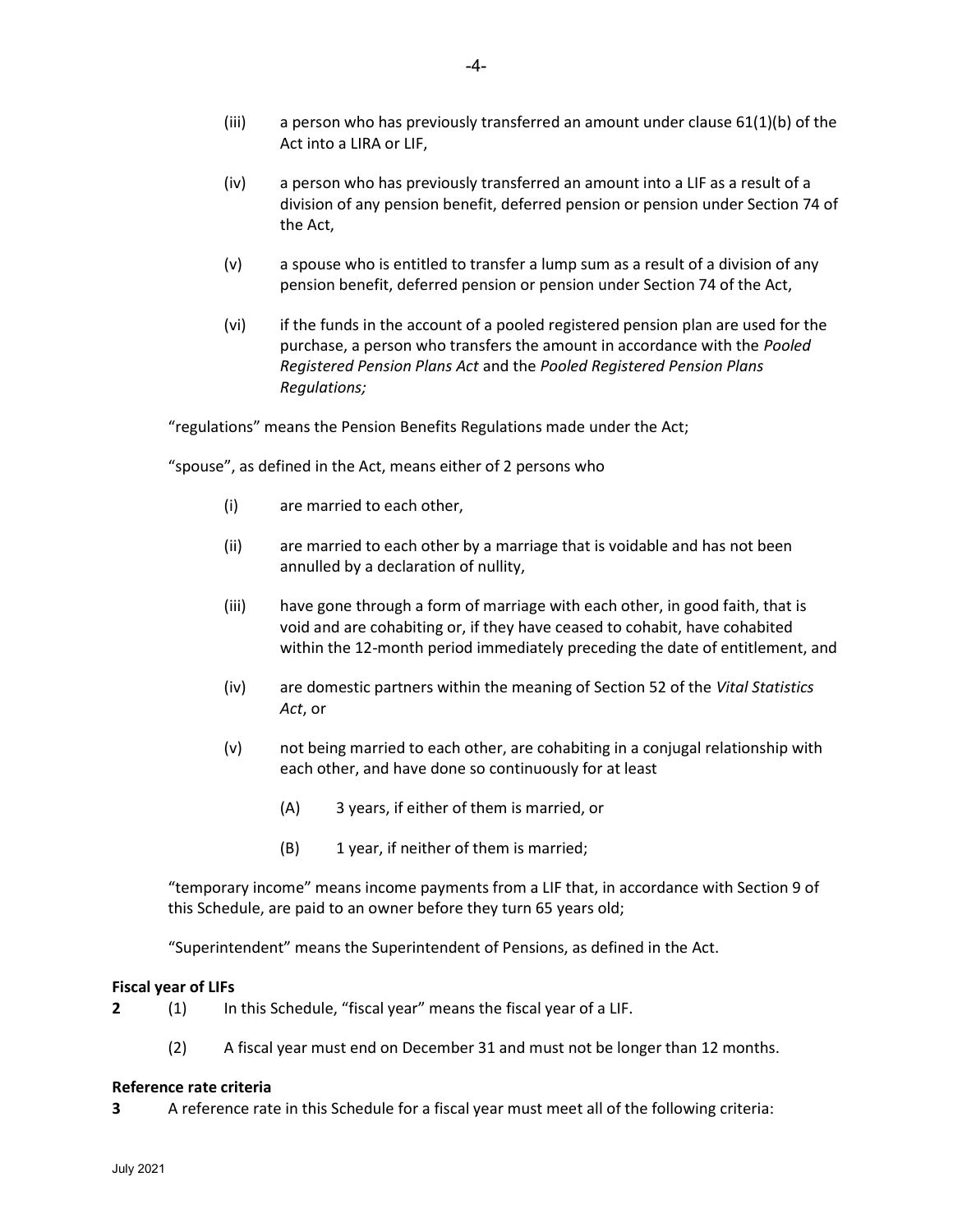(iii) a person who has previously transferred an amount under clause 61(1)(b) of the Act into a LIRA or LIF,

(iv) a person who has previously transferred an amount into a LIF as a result of a division of any pension benefit, deferred pension or pension under Section 74 of the Act,

(v) a spouse who is entitled to transfer a lump sum as a result of a division of any pension benefit, deferred pension or pension under Section 74 of the Act,

(vi) if the funds in the account of a pooled registered pension plan are used for the purchase, a person who transfers the amount in accordance with the *Pooled Registered Pension Plans Act* and the *Pooled Registered Pension Plans Regulations;*

"regulations" means the Pension Benefits Regulations made under the Act;

"spouse", as defined in the Act, means either of 2 persons who

(i) are married to each other,

(ii) are married to each other by a marriage that is voidable and has not been annulled by a declaration of nullity,

(iii) have gone through a form of marriage with each other, in good faith, that is void and are cohabiting or, if they have ceased to cohabit, have cohabited within the 12-month period immediately preceding the date of entitlement, and

(iv) are domestic partners within the meaning of Section 52 of the *Vital Statistics Act*, or

(v) not being married to each other, are cohabiting in a conjugal relationship with each other, and have done so continuously for at least

(A) 3 years, if either of them is married, or

(B) 1 year, if neither of them is married;

"temporary income" means income payments from a LIF that, in accordance with Section 9 of this Schedule, are paid to an owner before they turn 65 years old;

"Superintendent" means the Superintendent of Pensions, as defined in the Act.

**Fiscal year of LIFs**

**2** (1) In this Schedule, "fiscal year" means the fiscal year of a LIF.

(2) A fiscal year must end on December 31 and must not be longer than 12 months.

**Reference rate criteria**

**3** A reference rate in this Schedule for a fiscal year must meet all of the following criteria: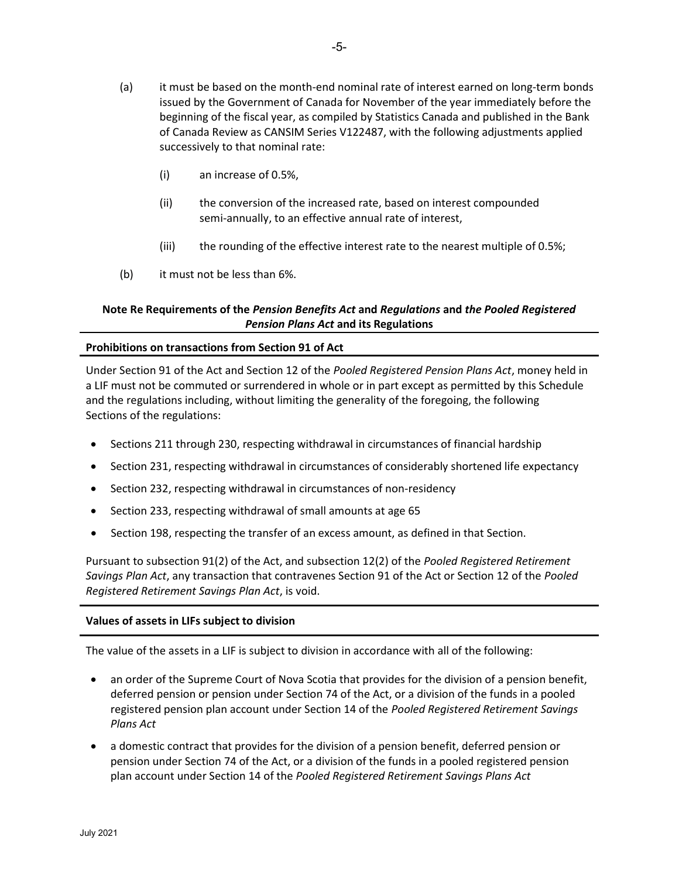(a) it must be based on the month-end nominal rate of interest earned on long-term bonds issued by the Government of Canada for November of the year immediately before the beginning of the fiscal year, as compiled by Statistics Canada and published in the Bank of Canada Review as CANSIM Series V122487, with the following adjustments applied successively to that nominal rate:

(i) an increase of 0.5%,

(ii) the conversion of the increased rate, based on interest compounded semi-annually, to an effective annual rate of interest,

(iii) the rounding of the effective interest rate to the nearest multiple of 0.5%;

(b) it must not be less than 6%.

## Note Re Requirements of the *Pension Benefits Act* and *Regulations* and *the Pooled Registered Pension Plans Act* and its Regulations

### Prohibitions on transactions from Section 91 of Act

Under Section 91 of the Act and Section 12 of the *Pooled Registered Pension Plans Act*, money held in a LIF must not be commuted or surrendered in whole or in part except as permitted by this Schedule and the regulations including, without limiting the generality of the foregoing, the following Sections of the regulations:

- Sections 211 through 230, respecting withdrawal in circumstances of financial hardship
- Section 231, respecting withdrawal in circumstances of considerably shortened life expectancy
- Section 232, respecting withdrawal in circumstances of non-residency
- Section 233, respecting withdrawal of small amounts at age 65
- Section 198, respecting the transfer of an excess amount, as defined in that Section.

Pursuant to subsection 91(2) of the Act, and subsection 12(2) of the *Pooled Registered Retirement Savings Plan Act*, any transaction that contravenes Section 91 of the Act or Section 12 of the *Pooled Registered Retirement Savings Plan Act*, is void.

### Values of assets in LIFs subject to division

The value of the assets in a LIF is subject to division in accordance with all of the following:

- an order of the Supreme Court of Nova Scotia that provides for the division of a pension benefit, deferred pension or pension under Section 74 of the Act, or a division of the funds in a pooled registered pension plan account under Section 14 of the *Pooled Registered Retirement Savings Plans Act*
- a domestic contract that provides for the division of a pension benefit, deferred pension or pension under Section 74 of the Act, or a division of the funds in a pooled registered pension plan account under Section 14 of the *Pooled Registered Retirement Savings Plans Act*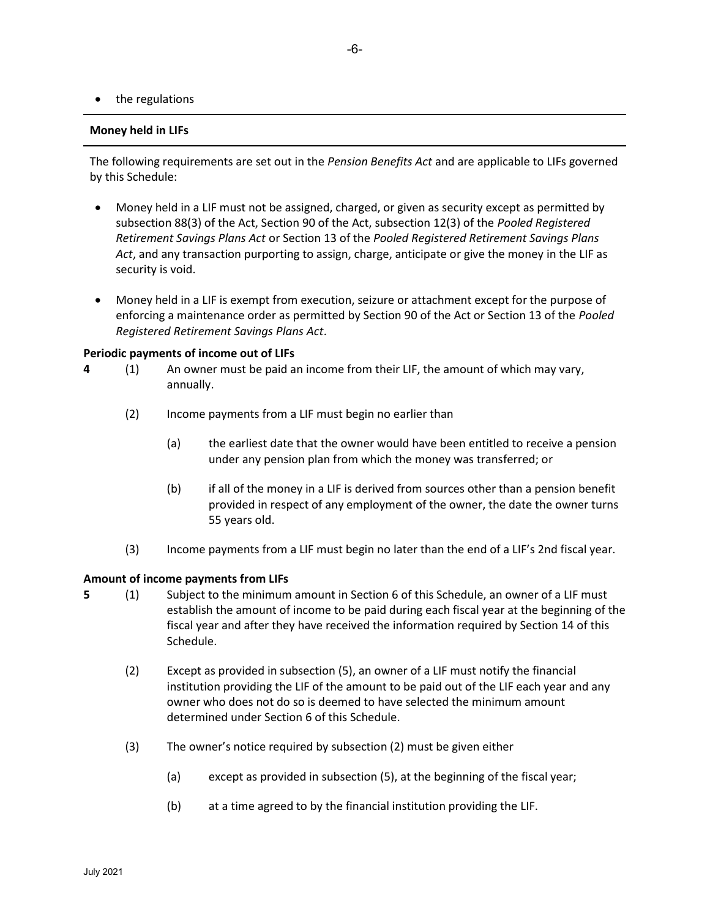- the regulations

## Money held in LIFs

The following requirements are set out in the *Pension Benefits Act* and are applicable to LIFs governed by this Schedule:

- Money held in a LIF must not be assigned, charged, or given as security except as permitted by subsection 88(3) of the Act, Section 90 of the Act, subsection 12(3) of the *Pooled Registered Retirement Savings Plans Act* or Section 13 of the *Pooled Registered Retirement Savings Plans Act*, and any transaction purporting to assign, charge, anticipate or give the money in the LIF as security is void.
- Money held in a LIF is exempt from execution, seizure or attachment except for the purpose of enforcing a maintenance order as permitted by Section 90 of the Act or Section 13 of the *Pooled Registered Retirement Savings Plans Act*.

**Periodic payments of income out of LIFs**

**4** (1) An owner must be paid an income from their LIF, the amount of which may vary, annually.

(2) Income payments from a LIF must begin no earlier than

(a) the earliest date that the owner would have been entitled to receive a pension under any pension plan from which the money was transferred; or

(b) if all of the money in a LIF is derived from sources other than a pension benefit provided in respect of any employment of the owner, the date the owner turns 55 years old.

(3) Income payments from a LIF must begin no later than the end of a LIF's 2nd fiscal year.

**Amount of income payments from LIFs**

**5** (1) Subject to the minimum amount in Section 6 of this Schedule, an owner of a LIF must establish the amount of income to be paid during each fiscal year at the beginning of the fiscal year and after they have received the information required by Section 14 of this Schedule.

(2) Except as provided in subsection (5), an owner of a LIF must notify the financial institution providing the LIF of the amount to be paid out of the LIF each year and any owner who does not do so is deemed to have selected the minimum amount determined under Section 6 of this Schedule.

(3) The owner's notice required by subsection (2) must be given either

(a) except as provided in subsection (5), at the beginning of the fiscal year;

(b) at a time agreed to by the financial institution providing the LIF.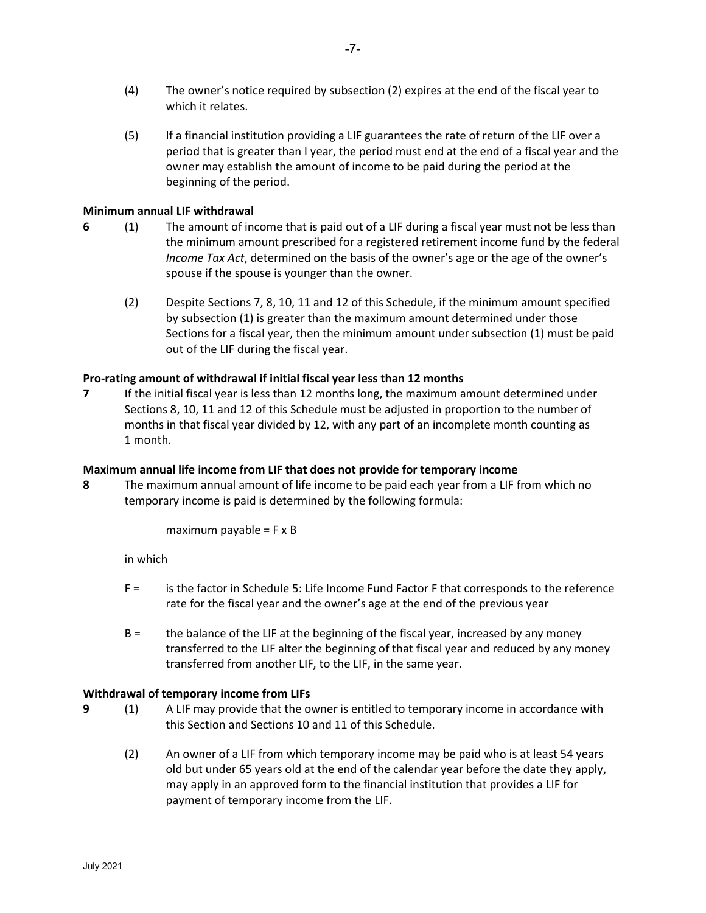(4) The owner's notice required by subsection (2) expires at the end of the fiscal year to which it relates.

(5) If a financial institution providing a LIF guarantees the rate of return of the LIF over a period that is greater than I year, the period must end at the end of a fiscal year and the owner may establish the amount of income to be paid during the period at the beginning of the period.

**Minimum annual LIF withdrawal**

**6** (1) The amount of income that is paid out of a LIF during a fiscal year must not be less than the minimum amount prescribed for a registered retirement income fund by the federal *Income Tax Act*, determined on the basis of the owner's age or the age of the owner's spouse if the spouse is younger than the owner.

(2) Despite Sections 7, 8, 10, 11 and 12 of this Schedule, if the minimum amount specified by subsection (1) is greater than the maximum amount determined under those Sections for a fiscal year, then the minimum amount under subsection (1) must be paid out of the LIF during the fiscal year.

**Pro-rating amount of withdrawal if initial fiscal year less than 12 months**

**7** If the initial fiscal year is less than 12 months long, the maximum amount determined under Sections 8, 10, 11 and 12 of this Schedule must be adjusted in proportion to the number of months in that fiscal year divided by 12, with any part of an incomplete month counting as 1 month.

**Maximum annual life income from LIF that does not provide for temporary income**

**8** The maximum annual amount of life income to be paid each year from a LIF from which no temporary income is paid is determined by the following formula:

$$\text{maximum payable} = F \times B$$

in which

F = is the factor in Schedule 5: Life Income Fund Factor F that corresponds to the reference rate for the fiscal year and the owner's age at the end of the previous year

B = the balance of the LIF at the beginning of the fiscal year, increased by any money transferred to the LIF alter the beginning of that fiscal year and reduced by any money transferred from another LIF, to the LIF, in the same year.

**Withdrawal of temporary income from LIFs**

**9** (1) A LIF may provide that the owner is entitled to temporary income in accordance with this Section and Sections 10 and 11 of this Schedule.

(2) An owner of a LIF from which temporary income may be paid who is at least 54 years old but under 65 years old at the end of the calendar year before the date they apply, may apply in an approved form to the financial institution that provides a LIF for payment of temporary income from the LIF.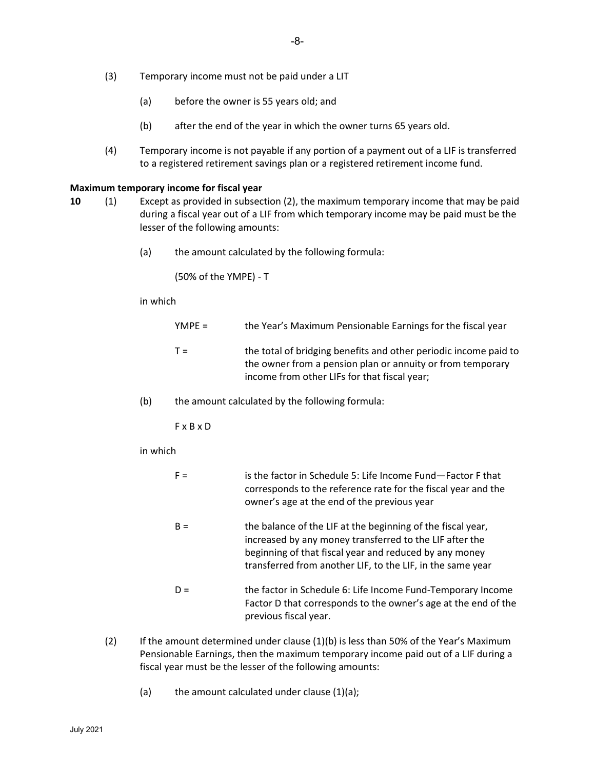(3) Temporary income must not be paid under a LIT

(a) before the owner is 55 years old; and

(b) after the end of the year in which the owner turns 65 years old.

(4) Temporary income is not payable if any portion of a payment out of a LIF is transferred to a registered retirement savings plan or a registered retirement income fund.

**Maximum temporary income for fiscal year**

**10** (1) Except as provided in subsection (2), the maximum temporary income that may be paid during a fiscal year out of a LIF from which temporary income may be paid must be the lesser of the following amounts:

(a) the amount calculated by the following formula:

(50% of the YMPE) - T

in which

YMPE = the Year's Maximum Pensionable Earnings for the fiscal year

T = the total of bridging benefits and other periodic income paid to the owner from a pension plan or annuity or from temporary income from other LIFs for that fiscal year;

(b) the amount calculated by the following formula:

F x B x D

in which

F = is the factor in Schedule 5: Life Income Fund—Factor F that corresponds to the reference rate for the fiscal year and the owner's age at the end of the previous year

B = the balance of the LIF at the beginning of the fiscal year, increased by any money transferred to the LIF after the beginning of that fiscal year and reduced by any money transferred from another LIF, to the LIF, in the same year

D = the factor in Schedule 6: Life Income Fund-Temporary Income Factor D that corresponds to the owner's age at the end of the previous fiscal year.

(2) If the amount determined under clause (1)(b) is less than 50% of the Year's Maximum Pensionable Earnings, then the maximum temporary income paid out of a LIF during a fiscal year must be the lesser of the following amounts:

(a) the amount calculated under clause (1)(a);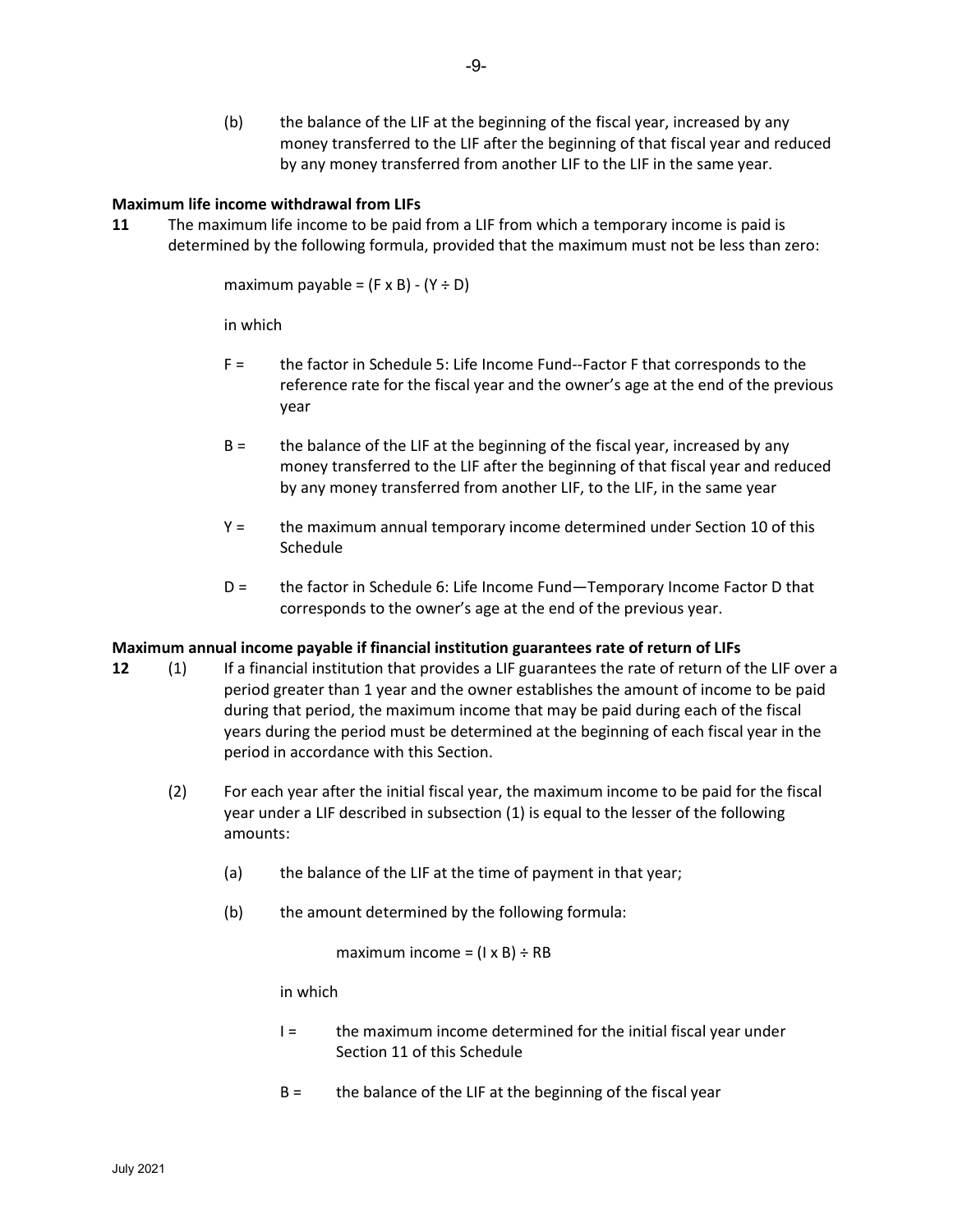(b) the balance of the LIF at the beginning of the fiscal year, increased by any money transferred to the LIF after the beginning of that fiscal year and reduced by any money transferred from another LIF to the LIF in the same year.

**Maximum life income withdrawal from LIFs**

**11** The maximum life income to be paid from a LIF from which a temporary income is paid is determined by the following formula, provided that the maximum must not be less than zero:

$$\text{maximum payable} = (F \times B) - (Y \div D)$$

in which

$F$ = the factor in Schedule 5: Life Income Fund--Factor F that corresponds to the reference rate for the fiscal year and the owner's age at the end of the previous year

$B$ = the balance of the LIF at the beginning of the fiscal year, increased by any money transferred to the LIF after the beginning of that fiscal year and reduced by any money transferred from another LIF, to the LIF, in the same year

$Y$ = the maximum annual temporary income determined under Section 10 of this Schedule

$D$ = the factor in Schedule 6: Life Income Fund—Temporary Income Factor D that corresponds to the owner's age at the end of the previous year.

**Maximum annual income payable if financial institution guarantees rate of return of LIFs**

**12** (1) If a financial institution that provides a LIF guarantees the rate of return of the LIF over a period greater than 1 year and the owner establishes the amount of income to be paid during that period, the maximum income that may be paid during each of the fiscal years during the period must be determined at the beginning of each fiscal year in the period in accordance with this Section.

(2) For each year after the initial fiscal year, the maximum income to be paid for the fiscal year under a LIF described in subsection (1) is equal to the lesser of the following amounts:

(a) the balance of the LIF at the time of payment in that year;

(b) the amount determined by the following formula:

$$\text{maximum income} = (I \times B) \div RB$$

in which

$I$ = the maximum income determined for the initial fiscal year under Section 11 of this Schedule

$B$ = the balance of the LIF at the beginning of the fiscal year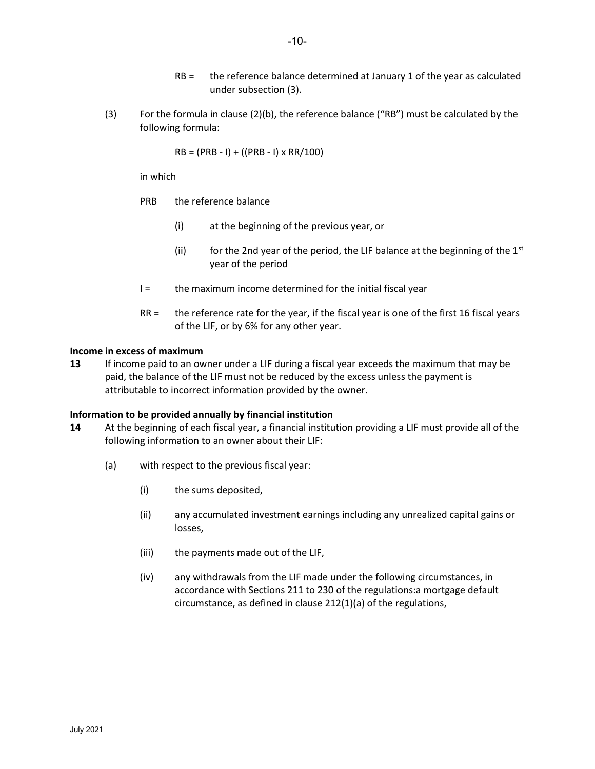RB = the reference balance determined at January 1 of the year as calculated under subsection (3).

(3) For the formula in clause (2)(b), the reference balance ("RB") must be calculated by the following formula:

$$RB = (PRB - I) + ((PRB - I) \times RR/100)$$

in which

PRB the reference balance

(i) at the beginning of the previous year, or

(ii) for the 2nd year of the period, the LIF balance at the beginning of the 1st year of the period

I = the maximum income determined for the initial fiscal year

RR = the reference rate for the year, if the fiscal year is one of the first 16 fiscal years of the LIF, or by 6% for any other year.

**Income in excess of maximum**

**13** If income paid to an owner under a LIF during a fiscal year exceeds the maximum that may be paid, the balance of the LIF must not be reduced by the excess unless the payment is attributable to incorrect information provided by the owner.

**Information to be provided annually by financial institution**

**14** At the beginning of each fiscal year, a financial institution providing a LIF must provide all of the following information to an owner about their LIF:

(a) with respect to the previous fiscal year:

(i) the sums deposited,

(ii) any accumulated investment earnings including any unrealized capital gains or losses,

(iii) the payments made out of the LIF,

(iv) any withdrawals from the LIF made under the following circumstances, in accordance with Sections 211 to 230 of the regulations:a mortgage default circumstance, as defined in clause 212(1)(a) of the regulations,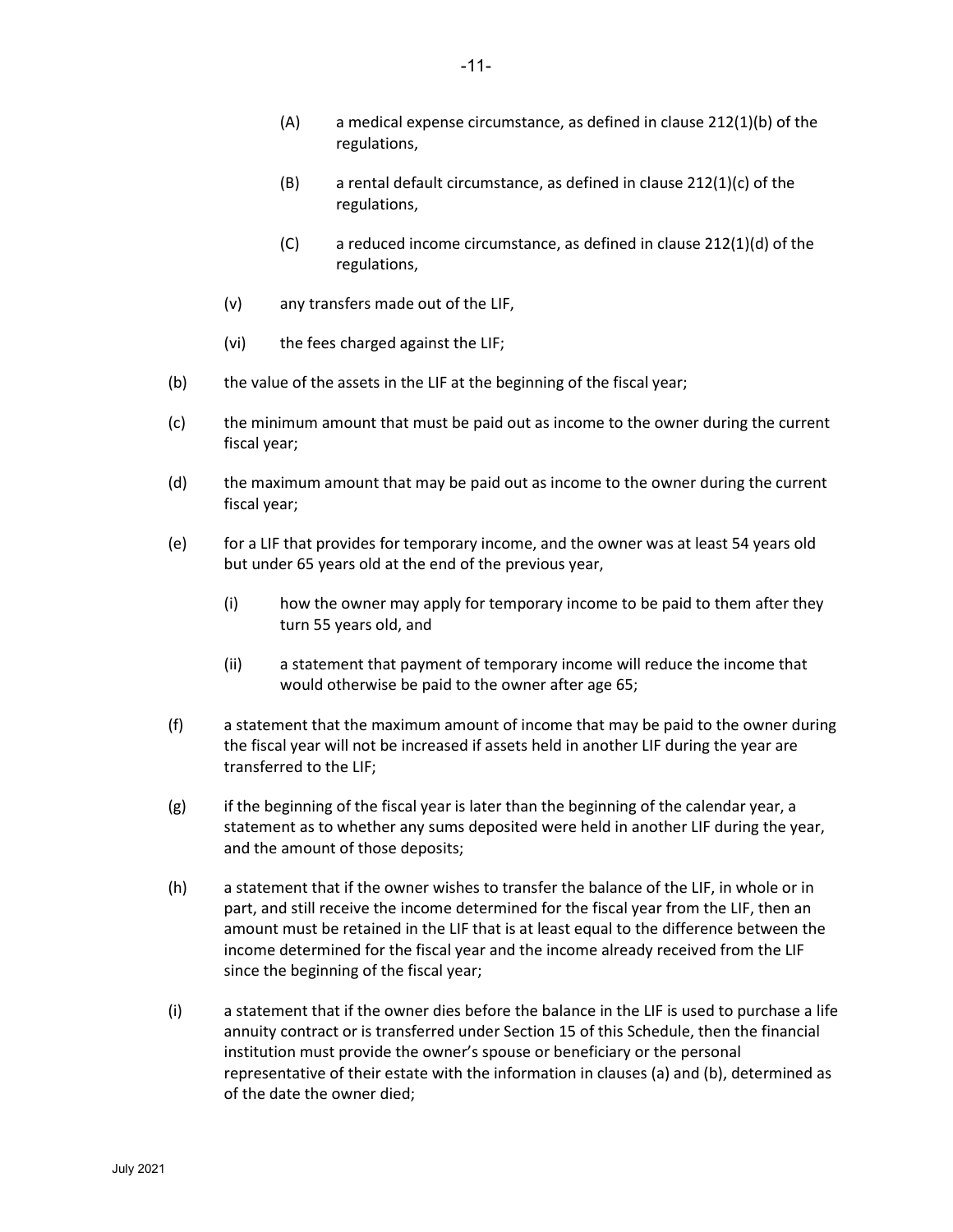(A) a medical expense circumstance, as defined in clause 212(1)(b) of the regulations,

(B) a rental default circumstance, as defined in clause 212(1)(c) of the regulations,

(C) a reduced income circumstance, as defined in clause 212(1)(d) of the regulations,

(v) any transfers made out of the LIF,

(vi) the fees charged against the LIF;

(b) the value of the assets in the LIF at the beginning of the fiscal year;

(c) the minimum amount that must be paid out as income to the owner during the current fiscal year;

(d) the maximum amount that may be paid out as income to the owner during the current fiscal year;

(e) for a LIF that provides for temporary income, and the owner was at least 54 years old but under 65 years old at the end of the previous year,

(i) how the owner may apply for temporary income to be paid to them after they turn 55 years old, and

(ii) a statement that payment of temporary income will reduce the income that would otherwise be paid to the owner after age 65;

(f) a statement that the maximum amount of income that may be paid to the owner during the fiscal year will not be increased if assets held in another LIF during the year are transferred to the LIF;

(g) if the beginning of the fiscal year is later than the beginning of the calendar year, a statement as to whether any sums deposited were held in another LIF during the year, and the amount of those deposits;

(h) a statement that if the owner wishes to transfer the balance of the LIF, in whole or in part, and still receive the income determined for the fiscal year from the LIF, then an amount must be retained in the LIF that is at least equal to the difference between the income determined for the fiscal year and the income already received from the LIF since the beginning of the fiscal year;

(i) a statement that if the owner dies before the balance in the LIF is used to purchase a life annuity contract or is transferred under Section 15 of this Schedule, then the financial institution must provide the owner's spouse or beneficiary or the personal representative of their estate with the information in clauses (a) and (b), determined as of the date the owner died;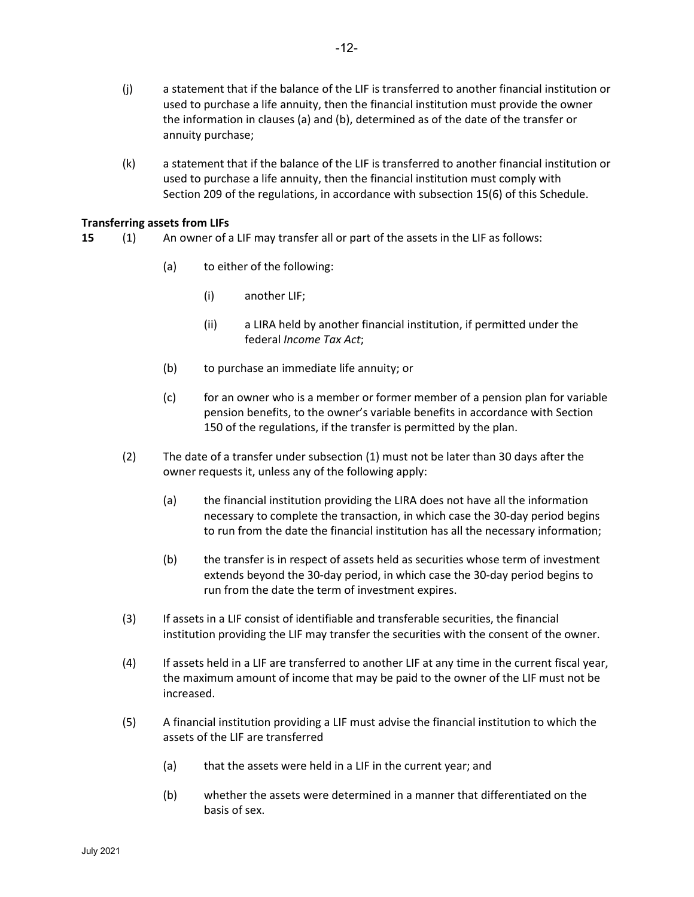(j) a statement that if the balance of the LIF is transferred to another financial institution or used to purchase a life annuity, then the financial institution must provide the owner the information in clauses (a) and (b), determined as of the date of the transfer or annuity purchase;

(k) a statement that if the balance of the LIF is transferred to another financial institution or used to purchase a life annuity, then the financial institution must comply with Section 209 of the regulations, in accordance with subsection 15(6) of this Schedule.

**Transferring assets from LIFs**

**15** (1) An owner of a LIF may transfer all or part of the assets in the LIF as follows:

(a) to either of the following:

(i) another LIF;

(ii) a LIRA held by another financial institution, if permitted under the federal *Income Tax Act*;

(b) to purchase an immediate life annuity; or

(c) for an owner who is a member or former member of a pension plan for variable pension benefits, to the owner's variable benefits in accordance with Section 150 of the regulations, if the transfer is permitted by the plan.

(2) The date of a transfer under subsection (1) must not be later than 30 days after the owner requests it, unless any of the following apply:

(a) the financial institution providing the LIRA does not have all the information necessary to complete the transaction, in which case the 30-day period begins to run from the date the financial institution has all the necessary information;

(b) the transfer is in respect of assets held as securities whose term of investment extends beyond the 30-day period, in which case the 30-day period begins to run from the date the term of investment expires.

(3) If assets in a LIF consist of identifiable and transferable securities, the financial institution providing the LIF may transfer the securities with the consent of the owner.

(4) If assets held in a LIF are transferred to another LIF at any time in the current fiscal year, the maximum amount of income that may be paid to the owner of the LIF must not be increased.

(5) A financial institution providing a LIF must advise the financial institution to which the assets of the LIF are transferred

(a) that the assets were held in a LIF in the current year; and

(b) whether the assets were determined in a manner that differentiated on the basis of sex.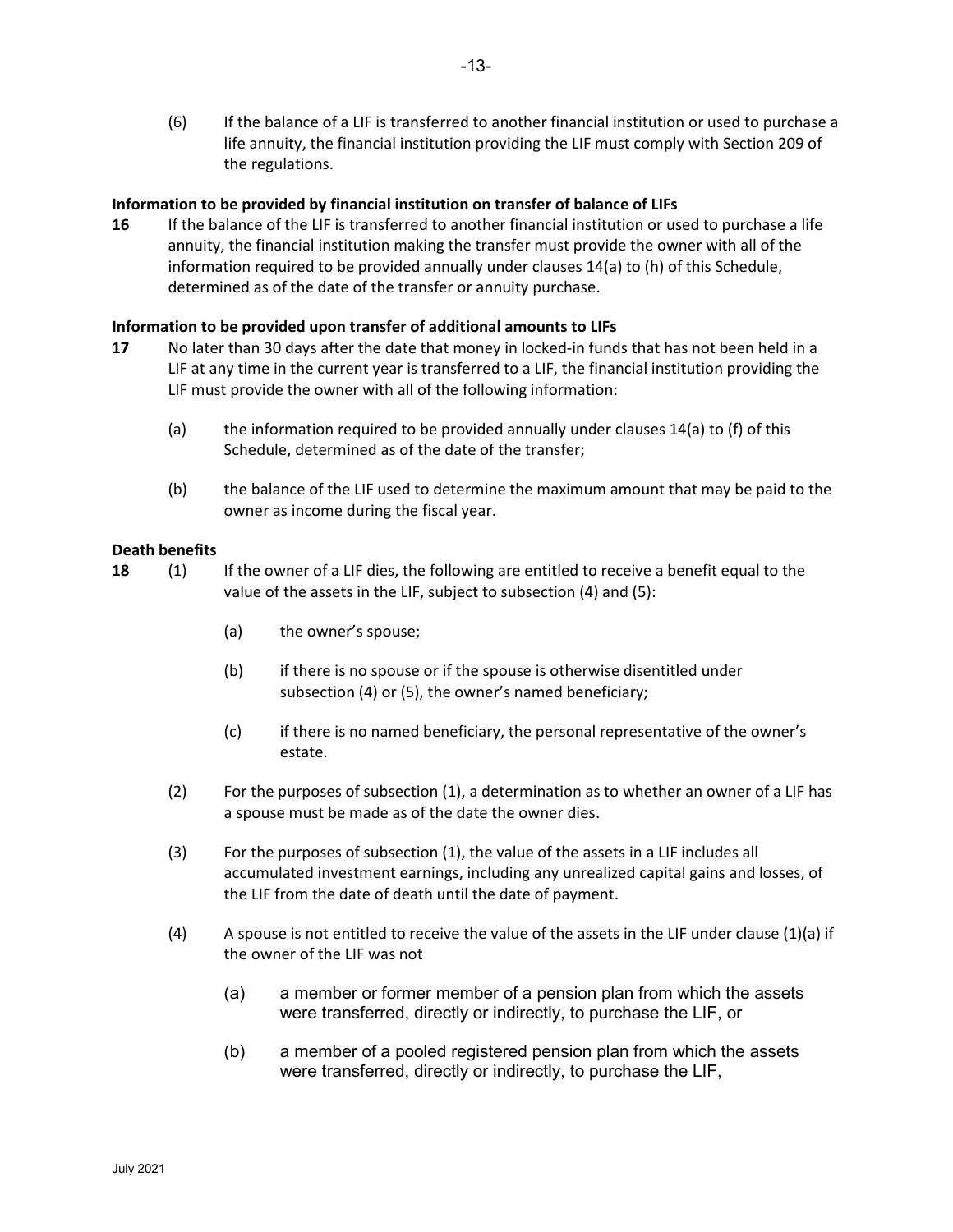(6) If the balance of a LIF is transferred to another financial institution or used to purchase a life annuity, the financial institution providing the LIF must comply with Section 209 of the regulations.

**Information to be provided by financial institution on transfer of balance of LIFs**

**16** If the balance of the LIF is transferred to another financial institution or used to purchase a life annuity, the financial institution making the transfer must provide the owner with all of the information required to be provided annually under clauses 14(a) to (h) of this Schedule, determined as of the date of the transfer or annuity purchase.

**Information to be provided upon transfer of additional amounts to LIFs**

**17** No later than 30 days after the date that money in locked-in funds that has not been held in a LIF at any time in the current year is transferred to a LIF, the financial institution providing the LIF must provide the owner with all of the following information:

(a) the information required to be provided annually under clauses 14(a) to (f) of this Schedule, determined as of the date of the transfer;

(b) the balance of the LIF used to determine the maximum amount that may be paid to the owner as income during the fiscal year.

**Death benefits**

**18** (1) If the owner of a LIF dies, the following are entitled to receive a benefit equal to the value of the assets in the LIF, subject to subsection (4) and (5):

(a) the owner's spouse;

(b) if there is no spouse or if the spouse is otherwise disentitled under subsection (4) or (5), the owner's named beneficiary;

(c) if there is no named beneficiary, the personal representative of the owner's estate.

(2) For the purposes of subsection (1), a determination as to whether an owner of a LIF has a spouse must be made as of the date the owner dies.

(3) For the purposes of subsection (1), the value of the assets in a LIF includes all accumulated investment earnings, including any unrealized capital gains and losses, of the LIF from the date of death until the date of payment.

(4) A spouse is not entitled to receive the value of the assets in the LIF under clause (1)(a) if the owner of the LIF was not

(a) a member or former member of a pension plan from which the assets were transferred, directly or indirectly, to purchase the LIF, or

(b) a member of a pooled registered pension plan from which the assets were transferred, directly or indirectly, to purchase the LIF,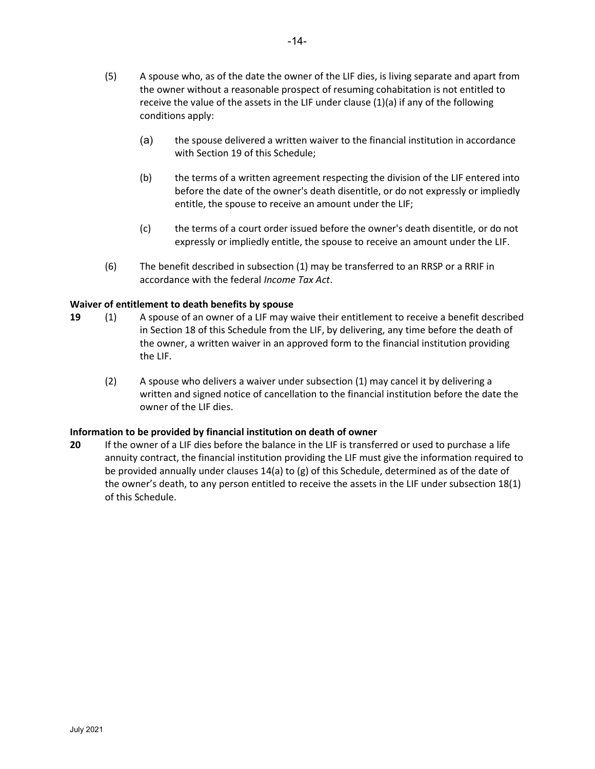(5) A spouse who, as of the date the owner of the LIF dies, is living separate and apart from the owner without a reasonable prospect of resuming cohabitation is not entitled to receive the value of the assets in the LIF under clause (1)(a) if any of the following conditions apply:

(a) the spouse delivered a written waiver to the financial institution in accordance with Section 19 of this Schedule;

(b) the terms of a written agreement respecting the division of the LIF entered into before the date of the owner's death disentitle, or do not expressly or impliedly entitle, the spouse to receive an amount under the LIF;

(c) the terms of a court order issued before the owner's death disentitle, or do not expressly or impliedly entitle, the spouse to receive an amount under the LIF.

(6) The benefit described in subsection (1) may be transferred to an RRSP or a RRIF in accordance with the federal *Income Tax Act*.

**Waiver of entitlement to death benefits by spouse**

**19** (1) A spouse of an owner of a LIF may waive their entitlement to receive a benefit described in Section 18 of this Schedule from the LIF, by delivering, any time before the death of the owner, a written waiver in an approved form to the financial institution providing the LIF.

(2) A spouse who delivers a waiver under subsection (1) may cancel it by delivering a written and signed notice of cancellation to the financial institution before the date the owner of the LIF dies.

**Information to be provided by financial institution on death of owner**

**20** If the owner of a LIF dies before the balance in the LIF is transferred or used to purchase a life annuity contract, the financial institution providing the LIF must give the information required to be provided annually under clauses 14(a) to (g) of this Schedule, determined as of the date of the owner's death, to any person entitled to receive the assets in the LIF under subsection 18(1) of this Schedule.